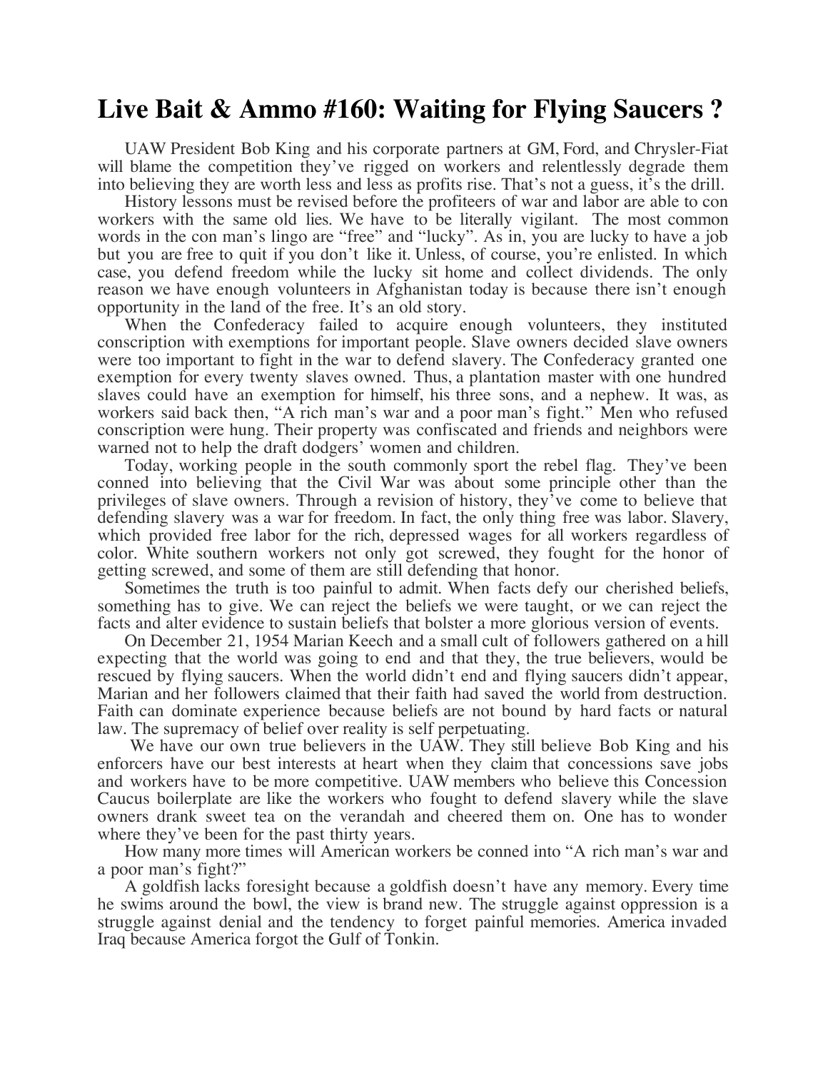# Live Bait & Ammo #160: Waiting for Flying Saucers ?

UAW President Bob King and his corporate partners at GM, Ford, and Chrysler-Fiat will blame the competition they've rigged on workers and relentlessly degrade them into believing they are worth less and less as profits rise. That's not a guess, it's the drill.

History lessons must be revised before the profiteers of war and labor are able to con workers with the same old lies. We have to be literally vigilant. The most common words in the con man's lingo are "free" and "lucky". As in, you are lucky to have a job but you are free to quit if you don't like it. Unless, of course, you're enlisted. In which case, you defend freedom while the lucky sit home and collect dividends. The only reason we have enough volunteers in Afghanistan today is because there isn't enough opportunity in the land of the free. It's an old story.

When the Confederacy failed to acquire enough volunteers, they instituted conscription with exemptions for important people. Slave owners decided slave owners were too important to fight in the war to defend slavery. The Confederacy granted one exemption for every twenty slaves owned. Thus, a plantation master with one hundred slaves could have an exemption for himself, his three sons, and a nephew. It was, as workers said back then, "A rich man's war and a poor man's fight." Men who refused conscription were hung. Their property was confiscated and friends and neighbors were warned not to help the draft dodgers' women and children.

Today, working people in the south commonly sport the rebel flag. They've been conned into believing that the Civil War was about some principle other than the privileges of slave owners. Through a revision of history, they've come to believe that defending slavery was a war for freedom. In fact, the only thing free was labor. Slavery, which provided free labor for the rich, depressed wages for all workers regardless of color. White southern workers not only got screwed, they fought for the honor of getting screwed, and some of them are still defending that honor.

Sometimes the truth is too painful to admit. When facts defy our cherished beliefs, something has to give. We can reject the beliefs we were taught, or we can reject the facts and alter evidence to sustain beliefs that bolster a more glorious version of events.

On December 21, 1954 Marian Keech and a small cult of followers gathered on a hill expecting that the world was going to end and that they, the true believers, would be rescued by flying saucers. When the world didn't end and flying saucers didn't appear, Marian and her followers claimed that their faith had saved the world from destruction. Faith can dominate experience because beliefs are not bound by hard facts or natural law. The supremacy of belief over reality is self perpetuating.

We have our own true believers in the UAW. They still believe Bob King and his enforcers have our best interests at heart when they claim that concessions save jobs and workers have to be more competitive. UAW members who believe this Concession Caucus boilerplate are like the workers who fought to defend slavery while the slave owners drank sweet tea on the verandah and cheered them on. One has to wonder where they've been for the past thirty years.

How many more times will American workers be conned into "A rich man's war and a poor man's fight?"

A goldfish lacks foresight because a goldfish doesn't have any memory. Every time he swims around the bowl, the view is brand new. The struggle against oppression is a struggle against denial and the tendency to forget painful memories. America invaded Iraq because America forgot the Gulf of Tonkin.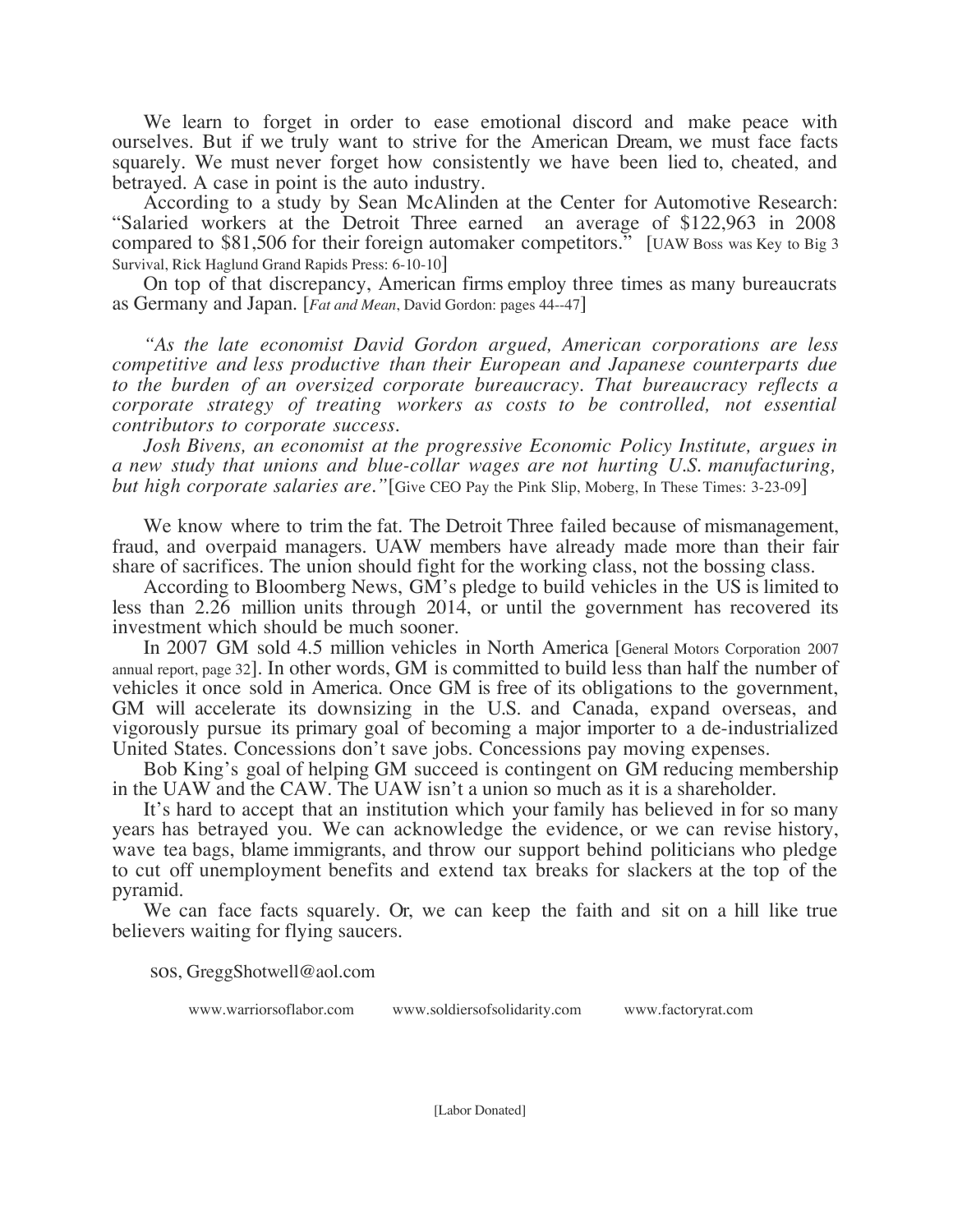We learn to forget in order to ease emotional discord and make peace with ourselves. But if we truly want to strive for the American Dream, we must face facts squarely. We must never forget how consistently we have been lied to, cheated, and betrayed. A case in point is the auto industry.

According to a study by Sean McAlinden at the Center for Automotive Research: "Salaried workers at the Detroit Three earned an average of $122,963 in 2008 compared to $81,506 for their foreign automaker competitors." [UAW Boss was Key to Big 3 Survival, Rick Haglund Grand Rapids Press: 6-10-10]

On top of that discrepancy, American firms employ three times as many bureaucrats as Germany and Japan. [*Fat and Mean*, David Gordon: pages 44--47]

*"As the late economist David Gordon argued, American corporations are less competitive and less productive than their European and Japanese counterparts due to the burden of an oversized corporate bureaucracy. That bureaucracy reflects a corporate strategy of treating workers as costs to be controlled, not essential contributors to corporate success.*

*Josh Bivens, an economist at the progressive Economic Policy Institute, argues in a new study that unions and blue-collar wages are not hurting U.S. manufacturing, but high corporate salaries are."*[Give CEO Pay the Pink Slip, Moberg, In These Times: 3-23-09]

We know where to trim the fat. The Detroit Three failed because of mismanagement, fraud, and overpaid managers. UAW members have already made more than their fair share of sacrifices. The union should fight for the working class, not the bossing class.

According to Bloomberg News, GM's pledge to build vehicles in the US is limited to less than 2.26 million units through 2014, or until the government has recovered its investment which should be much sooner.

In 2007 GM sold 4.5 million vehicles in North America [General Motors Corporation 2007 annual report, page 32]. In other words, GM is committed to build less than half the number of vehicles it once sold in America. Once GM is free of its obligations to the government, GM will accelerate its downsizing in the U.S. and Canada, expand overseas, and vigorously pursue its primary goal of becoming a major importer to a de-industrialized United States. Concessions don't save jobs. Concessions pay moving expenses.

Bob King's goal of helping GM succeed is contingent on GM reducing membership in the UAW and the CAW. The UAW isn't a union so much as it is a shareholder.

It's hard to accept that an institution which your family has believed in for so many years has betrayed you. We can acknowledge the evidence, or we can revise history, wave tea bags, blame immigrants, and throw our support behind politicians who pledge to cut off unemployment benefits and extend tax breaks for slackers at the top of the pyramid.

We can face facts squarely. Or, we can keep the faith and sit on a hill like true believers waiting for flying saucers.

sos, GreggShotwell@aol.com

www.warriorsoflabor.com www.soldiersofsolidarity.com www.factoryrat.com

[Labor Donated]